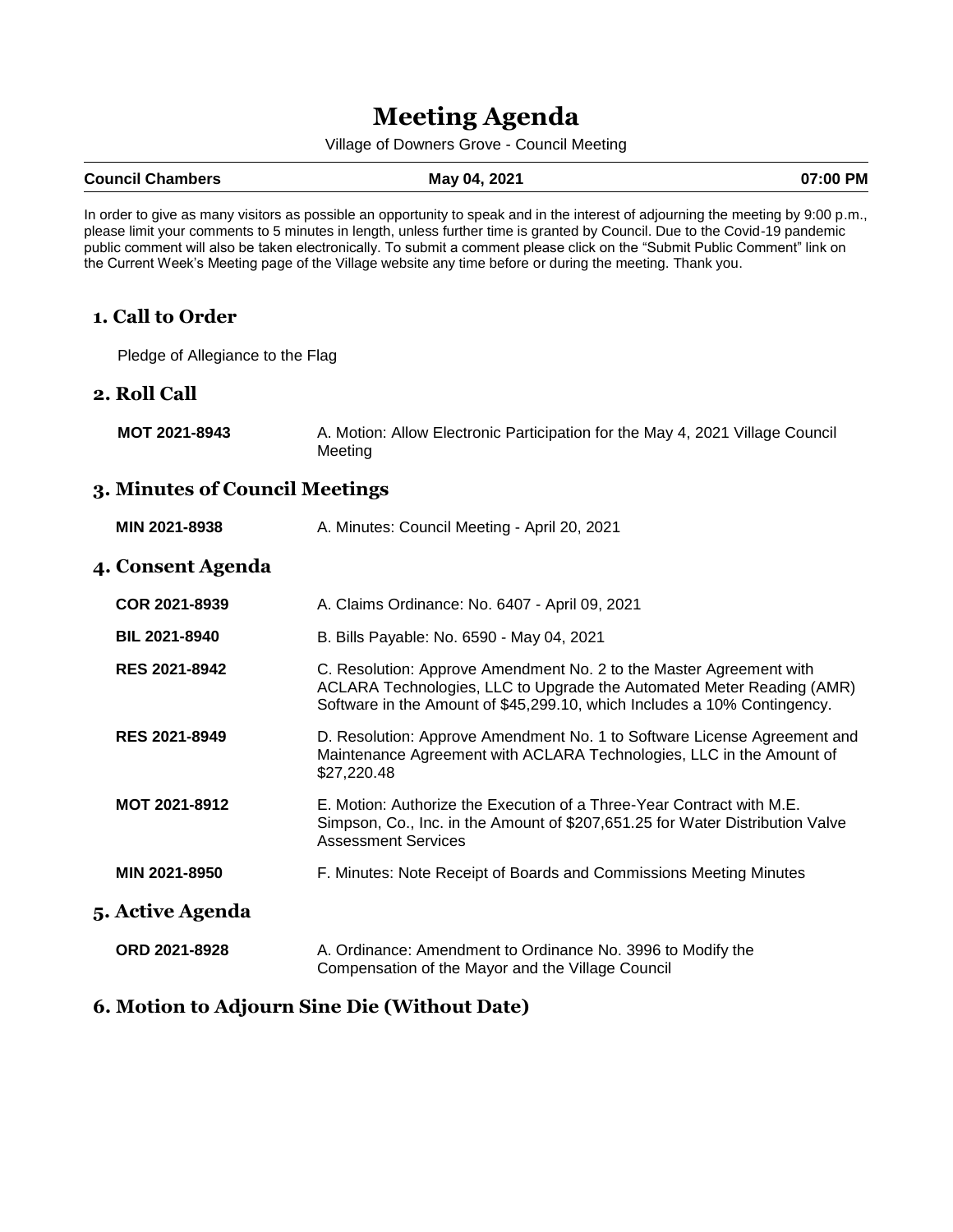# Meeting Agenda

Village of Downers Grove - Council Meeting

| Council Chambers | May 04, 2021 | 07:00 PM |
|---|---|---|

In order to give as many visitors as possible an opportunity to speak and in the interest of adjourning the meeting by 9:00 p.m., please limit your comments to 5 minutes in length, unless further time is granted by Council. Due to the Covid-19 pandemic public comment will also be taken electronically. To submit a comment please click on the "Submit Public Comment" link on the Current Week's Meeting page of the Village website any time before or during the meeting. Thank you.

## 1. Call to Order

Pledge of Allegiance to the Flag

## 2. Roll Call

**MOT 2021-8943** A. Motion: Allow Electronic Participation for the May 4, 2021 Village Council Meeting

## 3. Minutes of Council Meetings

**MIN 2021-8938** A. Minutes: Council Meeting - April 20, 2021

## 4. Consent Agenda

**COR 2021-8939** A. Claims Ordinance: No. 6407 - April 09, 2021

**BIL 2021-8940** B. Bills Payable: No. 6590 - May 04, 2021

**RES 2021-8942** C. Resolution: Approve Amendment No. 2 to the Master Agreement with ACLARA Technologies, LLC to Upgrade the Automated Meter Reading (AMR) Software in the Amount of $45,299.10, which Includes a 10% Contingency.

**RES 2021-8949** D. Resolution: Approve Amendment No. 1 to Software License Agreement and Maintenance Agreement with ACLARA Technologies, LLC in the Amount of $27,220.48

**MOT 2021-8912** E. Motion: Authorize the Execution of a Three-Year Contract with M.E. Simpson, Co., Inc. in the Amount of $207,651.25 for Water Distribution Valve Assessment Services

**MIN 2021-8950** F. Minutes: Note Receipt of Boards and Commissions Meeting Minutes

## 5. Active Agenda

**ORD 2021-8928** A. Ordinance: Amendment to Ordinance No. 3996 to Modify the Compensation of the Mayor and the Village Council

## 6. Motion to Adjourn Sine Die (Without Date)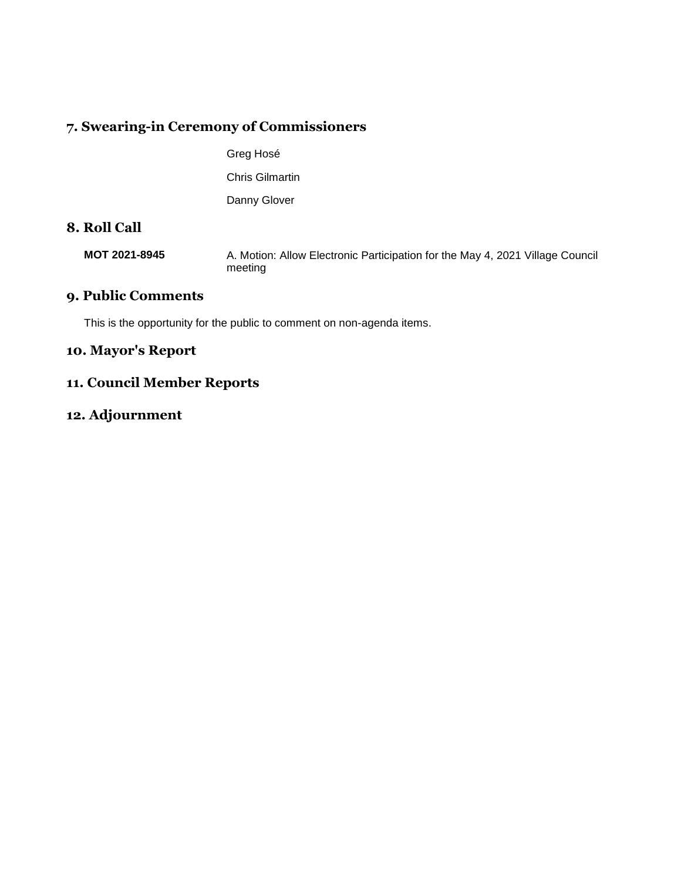## 7. Swearing-in Ceremony of Commissioners

Greg Hosé

Chris Gilmartin

Danny Glover

## 8. Roll Call

**MOT 2021-8945** A. Motion: Allow Electronic Participation for the May 4, 2021 Village Council meeting

## 9. Public Comments

This is the opportunity for the public to comment on non-agenda items.

## 10. Mayor's Report

## 11. Council Member Reports

## 12. Adjournment